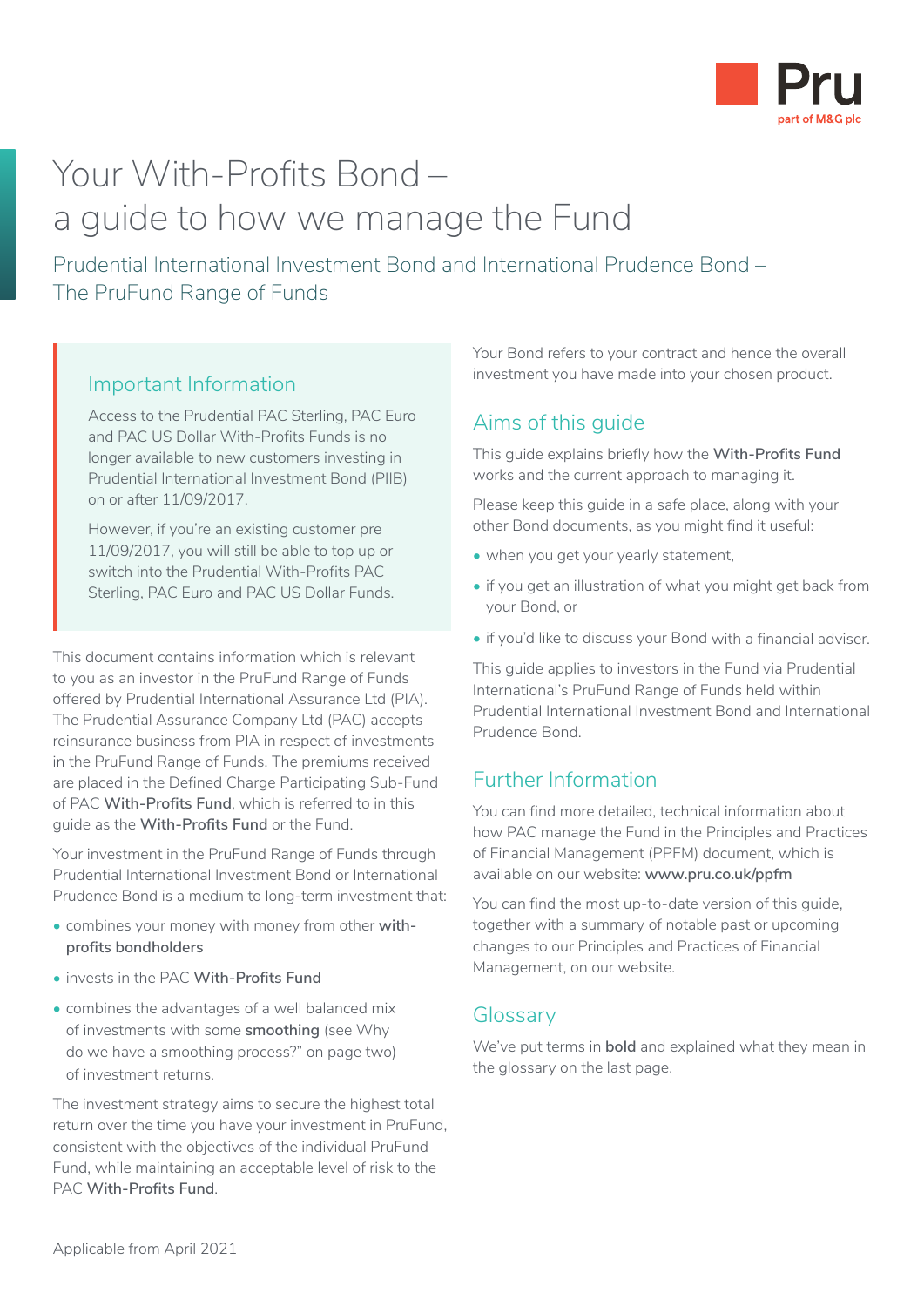# Your With-Profits Bond – a guide to how we manage the Fund

Prudential International Investment Bond and International Prudence Bond – The PruFund Range of Funds

## Important Information

Access to the Prudential PAC Sterling, PAC Euro and PAC US Dollar With-Profits Funds is no longer available to new customers investing in Prudential International Investment Bond (PIIB) on or after 11/09/2017.

However, if you're an existing customer pre 11/09/2017, you will still be able to top up or switch into the Prudential With-Profits PAC Sterling, PAC Euro and PAC US Dollar Funds.

This document contains information which is relevant to you as an investor in the PruFund Range of Funds offered by Prudential International Assurance Ltd (PIA). The Prudential Assurance Company Ltd (PAC) accepts reinsurance business from PIA in respect of investments in the PruFund Range of Funds. The premiums received are placed in the Defined Charge Participating Sub-Fund of PAC **With-Profits Fund**, which is referred to in this guide as the **With-Profits Fund** or the Fund.

Your investment in the PruFund Range of Funds through Prudential International Investment Bond or International Prudence Bond is a medium to long-term investment that:

- combines your money with money from other **with-profits bondholders**
- invests in the PAC **With-Profits Fund**
- combines the advantages of a well balanced mix of investments with some **smoothing** (see Why do we have a smoothing process?" on page two) of investment returns.

The investment strategy aims to secure the highest total return over the time you have your investment in PruFund, consistent with the objectives of the individual PruFund Fund, while maintaining an acceptable level of risk to the PAC **With-Profits Fund**.

Your Bond refers to your contract and hence the overall investment you have made into your chosen product.

## Aims of this guide

This guide explains briefly how the **With-Profits Fund** works and the current approach to managing it.

Please keep this guide in a safe place, along with your other Bond documents, as you might find it useful:

- when you get your yearly statement,
- if you get an illustration of what you might get back from your Bond, or
- if you'd like to discuss your Bond with a financial adviser.

This guide applies to investors in the Fund via Prudential International's PruFund Range of Funds held within Prudential International Investment Bond and International Prudence Bond.

## Further Information

You can find more detailed, technical information about how PAC manage the Fund in the Principles and Practices of Financial Management (PPFM) document, which is available on our website: **www.pru.co.uk/ppfm**

You can find the most up-to-date version of this guide, together with a summary of notable past or upcoming changes to our Principles and Practices of Financial Management, on our website.

## Glossary

We've put terms in **bold** and explained what they mean in the glossary on the last page.

Applicable from April 2021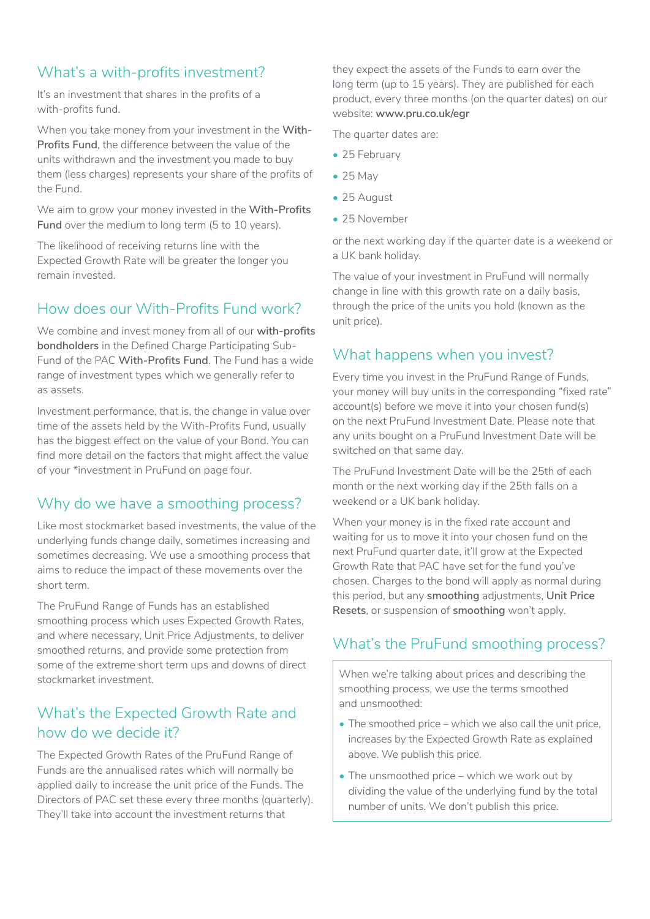## What's a with-profits investment?

It's an investment that shares in the profits of a with-profits fund.

When you take money from your investment in the **With-Profits Fund**, the difference between the value of the units withdrawn and the investment you made to buy them (less charges) represents your share of the profits of the Fund.

We aim to grow your money invested in the **With-Profits Fund** over the medium to long term (5 to 10 years).

The likelihood of receiving returns line with the Expected Growth Rate will be greater the longer you remain invested.

## How does our With-Profits Fund work?

We combine and invest money from all of our **with-profits bondholders** in the Defined Charge Participating Sub-Fund of the PAC **With-Profits Fund**. The Fund has a wide range of investment types which we generally refer to as assets.

Investment performance, that is, the change in value over time of the assets held by the With-Profits Fund, usually has the biggest effect on the value of your Bond. You can find more detail on the factors that might affect the value of your *investment in PruFund on page four.

## Why do we have a smoothing process?

Like most stockmarket based investments, the value of the underlying funds change daily, sometimes increasing and sometimes decreasing. We use a smoothing process that aims to reduce the impact of these movements over the short term.

The PruFund Range of Funds has an established smoothing process which uses Expected Growth Rates, and where necessary, Unit Price Adjustments, to deliver smoothed returns, and provide some protection from some of the extreme short term ups and downs of direct stockmarket investment.

## What's the Expected Growth Rate and how do we decide it?

The Expected Growth Rates of the PruFund Range of Funds are the annualised rates which will normally be applied daily to increase the unit price of the Funds. The Directors of PAC set these every three months (quarterly). They'll take into account the investment returns that they expect the assets of the Funds to earn over the long term (up to 15 years). They are published for each product, every three months (on the quarter dates) on our website: **www.pru.co.uk/egr**

The quarter dates are:

- 25 February
- 25 May
- 25 August
- 25 November

or the next working day if the quarter date is a weekend or a UK bank holiday.

The value of your investment in PruFund will normally change in line with this growth rate on a daily basis, through the price of the units you hold (known as the unit price).

## What happens when you invest?

Every time you invest in the PruFund Range of Funds, your money will buy units in the corresponding "fixed rate" account(s) before we move it into your chosen fund(s) on the next PruFund Investment Date. Please note that any units bought on a PruFund Investment Date will be switched on that same day.

The PruFund Investment Date will be the 25th of each month or the next working day if the 25th falls on a weekend or a UK bank holiday.

When your money is in the fixed rate account and waiting for us to move it into your chosen fund on the next PruFund quarter date, it'll grow at the Expected Growth Rate that PAC have set for the fund you've chosen. Charges to the bond will apply as normal during this period, but any **smoothing** adjustments, **Unit Price Resets**, or suspension of **smoothing** won't apply.

## What's the PruFund smoothing process?

When we're talking about prices and describing the smoothing process, we use the terms smoothed and unsmoothed:

- The smoothed price – which we also call the unit price, increases by the Expected Growth Rate as explained above. We publish this price.
- The unsmoothed price – which we work out by dividing the value of the underlying fund by the total number of units. We don't publish this price.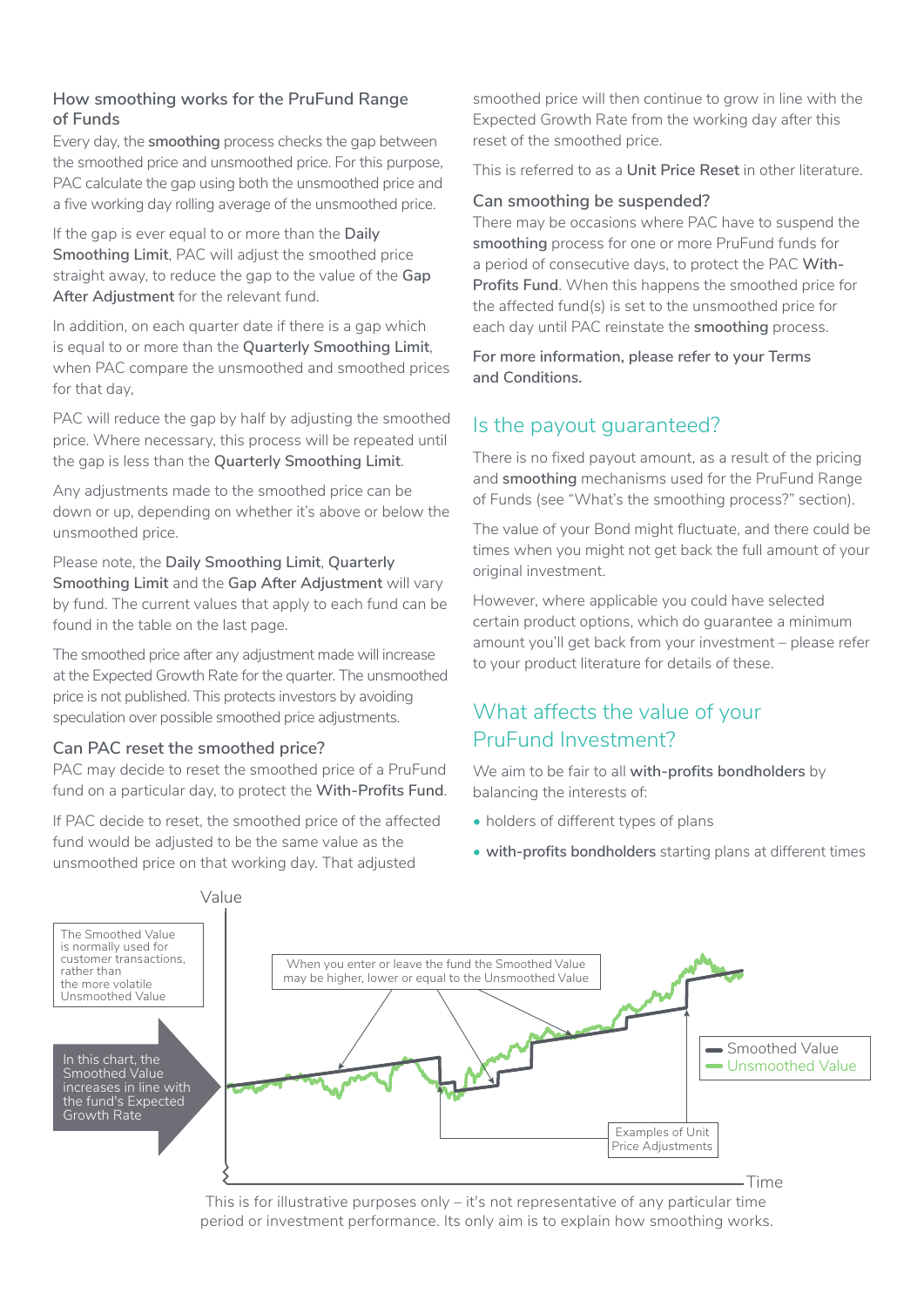### How smoothing works for the PruFund Range of Funds

Every day, the **smoothing** process checks the gap between the smoothed price and unsmoothed price. For this purpose, PAC calculate the gap using both the unsmoothed price and a five working day rolling average of the unsmoothed price.

If the gap is ever equal to or more than the **Daily Smoothing Limit**, PAC will adjust the smoothed price straight away, to reduce the gap to the value of the **Gap After Adjustment** for the relevant fund.

In addition, on each quarter date if there is a gap which is equal to or more than the **Quarterly Smoothing Limit**, when PAC compare the unsmoothed and smoothed prices for that day,

PAC will reduce the gap by half by adjusting the smoothed price. Where necessary, this process will be repeated until the gap is less than the **Quarterly Smoothing Limit**.

Any adjustments made to the smoothed price can be down or up, depending on whether it's above or below the unsmoothed price.

Please note, the **Daily Smoothing Limit**, **Quarterly Smoothing Limit** and the **Gap After Adjustment** will vary by fund. The current values that apply to each fund can be found in the table on the last page.

The smoothed price after any adjustment made will increase at the Expected Growth Rate for the quarter. The unsmoothed price is not published. This protects investors by avoiding speculation over possible smoothed price adjustments.

### Can PAC reset the smoothed price?

PAC may decide to reset the smoothed price of a PruFund fund on a particular day, to protect the **With-Profits Fund**.

If PAC decide to reset, the smoothed price of the affected fund would be adjusted to be the same value as the unsmoothed price on that working day. That adjusted smoothed price will then continue to grow in line with the Expected Growth Rate from the working day after this reset of the smoothed price.

This is referred to as a **Unit Price Reset** in other literature.

### Can smoothing be suspended?

There may be occasions where PAC have to suspend the **smoothing** process for one or more PruFund funds for a period of consecutive days, to protect the PAC **With-Profits Fund**. When this happens the smoothed price for the affected fund(s) is set to the unsmoothed price for each day until PAC reinstate the **smoothing** process.

**For more information, please refer to your Terms and Conditions.**

## Is the payout guaranteed?

There is no fixed payout amount, as a result of the pricing and **smoothing** mechanisms used for the PruFund Range of Funds (see "What's the smoothing process?" section).

The value of your Bond might fluctuate, and there could be times when you might not get back the full amount of your original investment.

However, where applicable you could have selected certain product options, which do guarantee a minimum amount you'll get back from your investment – please refer to your product literature for details of these.

## What affects the value of your PruFund Investment?

We aim to be fair to all **with-profits bondholders** by balancing the interests of:

- holders of different types of plans
- **with-profits bondholders** starting plans at different times

This is for illustrative purposes only – it's not representative of any particular time period or investment performance. Its only aim is to explain how smoothing works.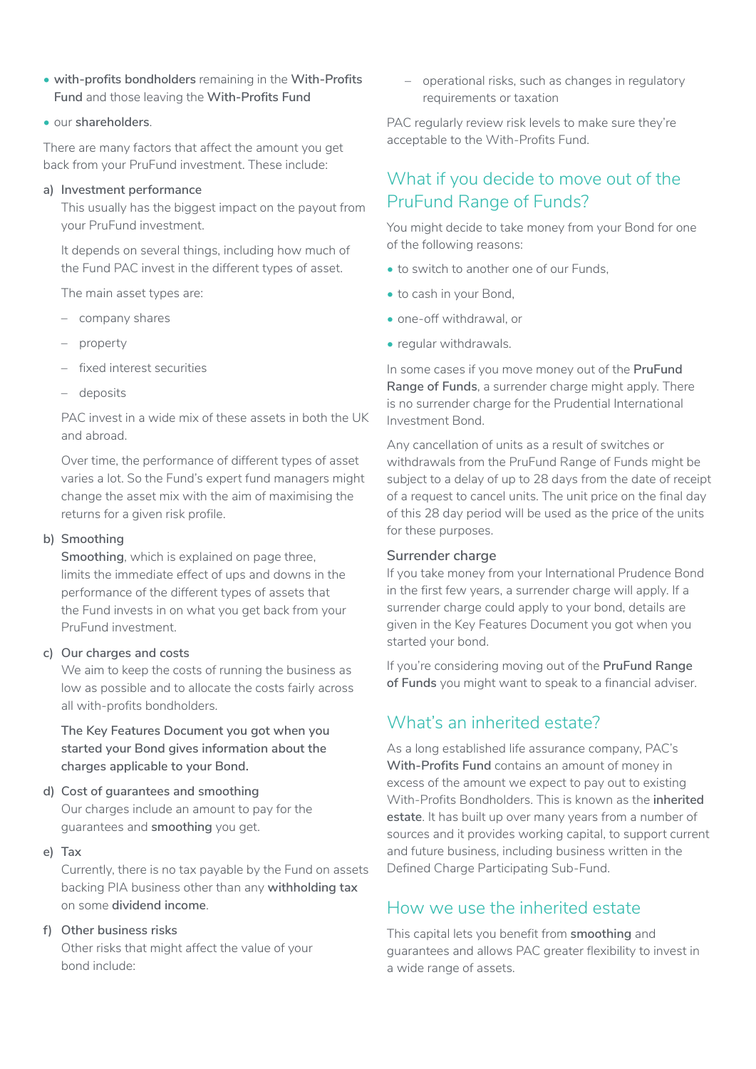- **with-profits bondholders** remaining in the **With-Profits Fund** and those leaving the **With-Profits Fund**
- our **shareholders**.

There are many factors that affect the amount you get back from your PruFund investment. These include:

a) **Investment performance**
   This usually has the biggest impact on the payout from your PruFund investment.

   It depends on several things, including how much of the Fund PAC invest in the different types of asset.

   The main asset types are:

   – company shares

   – property

   – fixed interest securities

   – deposits

   PAC invest in a wide mix of these assets in both the UK and abroad.

   Over time, the performance of different types of asset varies a lot. So the Fund's expert fund managers might change the asset mix with the aim of maximising the returns for a given risk profile.

b) **Smoothing**
   **Smoothing**, which is explained on page three, limits the immediate effect of ups and downs in the performance of the different types of assets that the Fund invests in on what you get back from your PruFund investment.

c) **Our charges and costs**
   We aim to keep the costs of running the business as low as possible and to allocate the costs fairly across all with-profits bondholders.

   **The Key Features Document you got when you started your Bond gives information about the charges applicable to your Bond.**

d) **Cost of guarantees and smoothing**
   Our charges include an amount to pay for the guarantees and **smoothing** you get.

e) **Tax**
   Currently, there is no tax payable by the Fund on assets backing PIA business other than any **withholding tax** on some **dividend income**.

f) **Other business risks**
   Other risks that might affect the value of your bond include:

   – operational risks, such as changes in regulatory requirements or taxation

PAC regularly review risk levels to make sure they're acceptable to the With-Profits Fund.

## What if you decide to move out of the PruFund Range of Funds?

You might decide to take money from your Bond for one of the following reasons:

- to switch to another one of our Funds,
- to cash in your Bond,
- one-off withdrawal, or
- regular withdrawals.

In some cases if you move money out of the **PruFund Range of Funds**, a surrender charge might apply. There is no surrender charge for the Prudential International Investment Bond.

Any cancellation of units as a result of switches or withdrawals from the PruFund Range of Funds might be subject to a delay of up to 28 days from the date of receipt of a request to cancel units. The unit price on the final day of this 28 day period will be used as the price of the units for these purposes.

### Surrender charge

If you take money from your International Prudence Bond in the first few years, a surrender charge will apply. If a surrender charge could apply to your bond, details are given in the Key Features Document you got when you started your bond.

If you're considering moving out of the **PruFund Range of Funds** you might want to speak to a financial adviser.

## What's an inherited estate?

As a long established life assurance company, PAC's **With-Profits Fund** contains an amount of money in excess of the amount we expect to pay out to existing With-Profits Bondholders. This is known as the **inherited estate**. It has built up over many years from a number of sources and it provides working capital, to support current and future business, including business written in the Defined Charge Participating Sub-Fund.

## How we use the inherited estate

This capital lets you benefit from **smoothing** and guarantees and allows PAC greater flexibility to invest in a wide range of assets.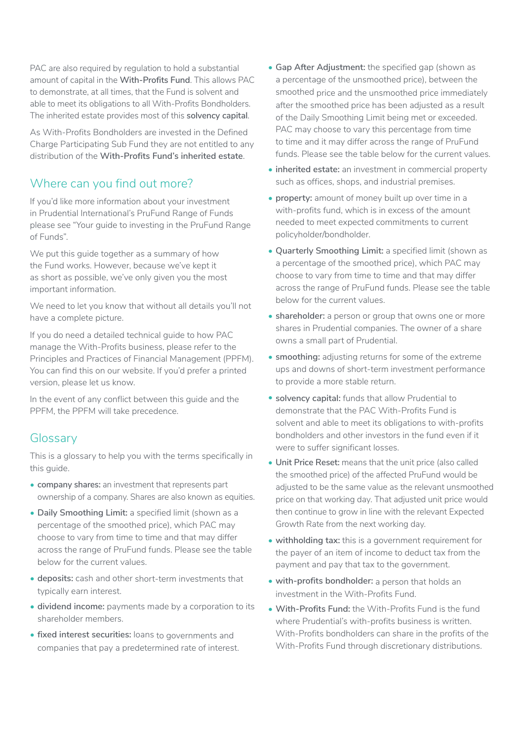PAC are also required by regulation to hold a substantial amount of capital in the **With-Profits Fund**. This allows PAC to demonstrate, at all times, that the Fund is solvent and able to meet its obligations to all With-Profits Bondholders. The inherited estate provides most of this **solvency capital**.

As With-Profits Bondholders are invested in the Defined Charge Participating Sub Fund they are not entitled to any distribution of the **With-Profits Fund's inherited estate**.

## Where can you find out more?

If you'd like more information about your investment in Prudential International's PruFund Range of Funds please see "Your guide to investing in the PruFund Range of Funds".

We put this guide together as a summary of how the Fund works. However, because we've kept it as short as possible, we've only given you the most important information.

We need to let you know that without all details you'll not have a complete picture.

If you do need a detailed technical guide to how PAC manage the With-Profits business, please refer to the Principles and Practices of Financial Management (PPFM). You can find this on our website. If you'd prefer a printed version, please let us know.

In the event of any conflict between this guide and the PPFM, the PPFM will take precedence.

## Glossary

This is a glossary to help you with the terms specifically in this guide.

- **company shares:** an investment that represents part ownership of a company. Shares are also known as equities.
- **Daily Smoothing Limit:** a specified limit (shown as a percentage of the smoothed price), which PAC may choose to vary from time to time and that may differ across the range of PruFund funds. Please see the table below for the current values.
- **deposits:** cash and other short-term investments that typically earn interest.
- **dividend income:** payments made by a corporation to its shareholder members.
- **fixed interest securities:** loans to governments and companies that pay a predetermined rate of interest.
- **Gap After Adjustment:** the specified gap (shown as a percentage of the unsmoothed price), between the smoothed price and the unsmoothed price immediately after the smoothed price has been adjusted as a result of the Daily Smoothing Limit being met or exceeded. PAC may choose to vary this percentage from time to time and it may differ across the range of PruFund funds. Please see the table below for the current values.
- **inherited estate:** an investment in commercial property such as offices, shops, and industrial premises.
- **property:** amount of money built up over time in a with-profits fund, which is in excess of the amount needed to meet expected commitments to current policyholder/bondholder.
- **Quarterly Smoothing Limit:** a specified limit (shown as a percentage of the smoothed price), which PAC may choose to vary from time to time and that may differ across the range of PruFund funds. Please see the table below for the current values.
- **shareholder:** a person or group that owns one or more shares in Prudential companies. The owner of a share owns a small part of Prudential.
- **smoothing:** adjusting returns for some of the extreme ups and downs of short-term investment performance to provide a more stable return.
- **solvency capital:** funds that allow Prudential to demonstrate that the PAC With-Profits Fund is solvent and able to meet its obligations to with-profits bondholders and other investors in the fund even if it were to suffer significant losses.
- **Unit Price Reset:** means that the unit price (also called the smoothed price) of the affected PruFund would be adjusted to be the same value as the relevant unsmoothed price on that working day. That adjusted unit price would then continue to grow in line with the relevant Expected Growth Rate from the next working day.
- **withholding tax:** this is a government requirement for the payer of an item of income to deduct tax from the payment and pay that tax to the government.
- **with-profits bondholder:** a person that holds an investment in the With-Profits Fund.
- **With-Profits Fund:** the With-Profits Fund is the fund where Prudential's with-profits business is written. With-Profits bondholders can share in the profits of the With-Profits Fund through discretionary distributions.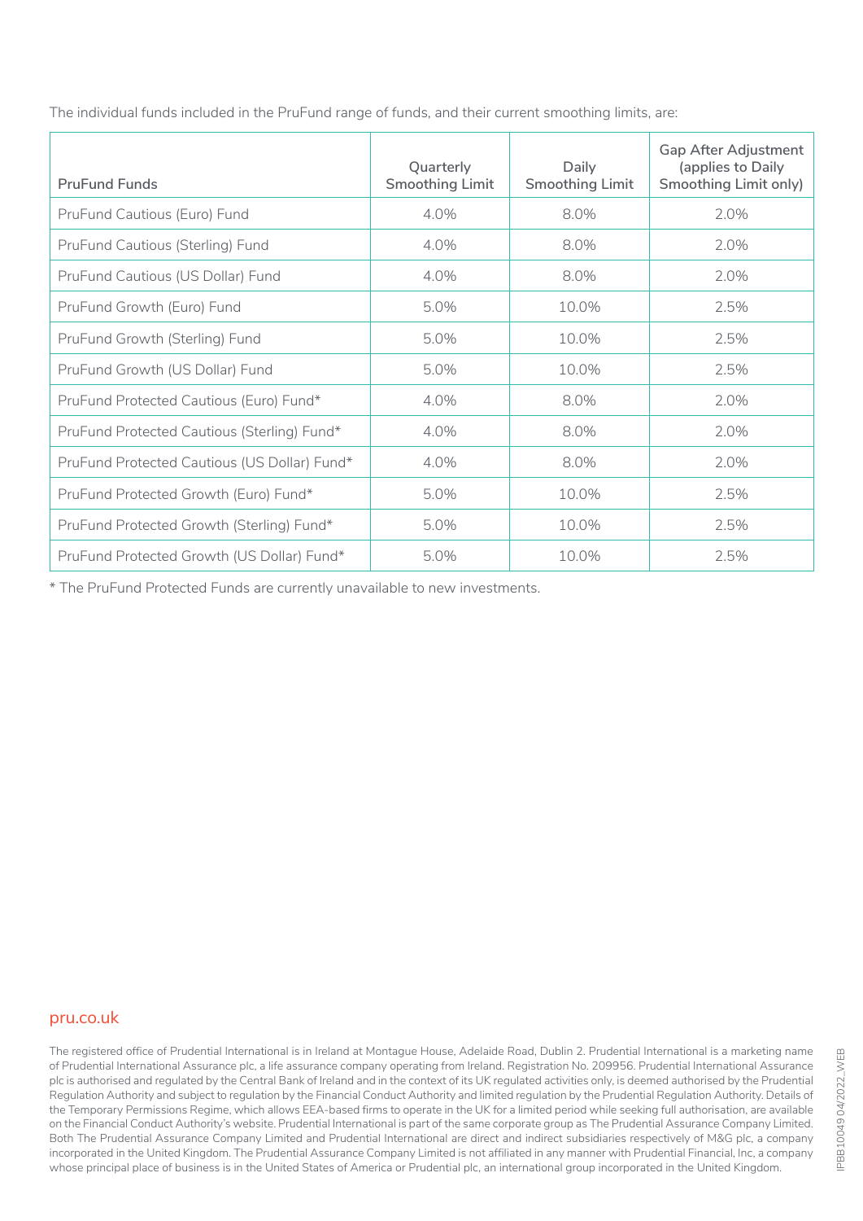The individual funds included in the PruFund range of funds, and their current smoothing limits, are:

| PruFund Funds | Quarterly Smoothing Limit | Daily Smoothing Limit | Gap After Adjustment (applies to Daily Smoothing Limit only) |
|---|---|---|---|
| PruFund Cautious (Euro) Fund | 4.0% | 8.0% | 2.0% |
| PruFund Cautious (Sterling) Fund | 4.0% | 8.0% | 2.0% |
| PruFund Cautious (US Dollar) Fund | 4.0% | 8.0% | 2.0% |
| PruFund Growth (Euro) Fund | 5.0% | 10.0% | 2.5% |
| PruFund Growth (Sterling) Fund | 5.0% | 10.0% | 2.5% |
| PruFund Growth (US Dollar) Fund | 5.0% | 10.0% | 2.5% |
| PruFund Protected Cautious (Euro) Fund* | 4.0% | 8.0% | 2.0% |
| PruFund Protected Cautious (Sterling) Fund* | 4.0% | 8.0% | 2.0% |
| PruFund Protected Cautious (US Dollar) Fund* | 4.0% | 8.0% | 2.0% |
| PruFund Protected Growth (Euro) Fund* | 5.0% | 10.0% | 2.5% |
| PruFund Protected Growth (Sterling) Fund* | 5.0% | 10.0% | 2.5% |
| PruFund Protected Growth (US Dollar) Fund* | 5.0% | 10.0% | 2.5% |

* The PruFund Protected Funds are currently unavailable to new investments.

pru.co.uk

The registered office of Prudential International is in Ireland at Montague House, Adelaide Road, Dublin 2. Prudential International is a marketing name of Prudential International Assurance plc, a life assurance company operating from Ireland. Registration No. 209956. Prudential International Assurance plc is authorised and regulated by the Central Bank of Ireland and in the context of its UK regulated activities only, is deemed authorised by the Prudential Regulation Authority and subject to regulation by the Financial Conduct Authority and limited regulation by the Prudential Regulation Authority. Details of the Temporary Permissions Regime, which allows EEA-based firms to operate in the UK for a limited period while seeking full authorisation, are available on the Financial Conduct Authority's website. Prudential International is part of the same corporate group as The Prudential Assurance Company Limited. Both The Prudential Assurance Company Limited and Prudential International are direct and indirect subsidiaries respectively of M&G plc, a company incorporated in the United Kingdom. The Prudential Assurance Company Limited is not affiliated in any manner with Prudential Financial, Inc, a company whose principal place of business is in the United States of America or Prudential plc, an international group incorporated in the United Kingdom.

IPBB10049 04/2022_WEB